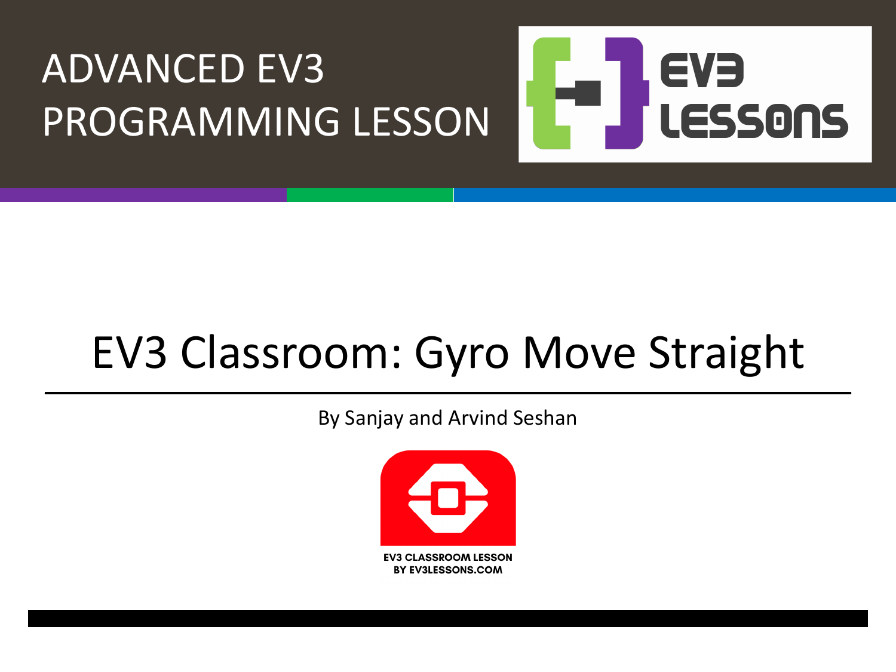ADVANCED EV3 PROGRAMMING LESSON

EV3 LESSONS

# EV3 Classroom: Gyro Move Straight

By Sanjay and Arvind Seshan

EV3 CLASSROOM LESSON
BY EV3LESSONS.COM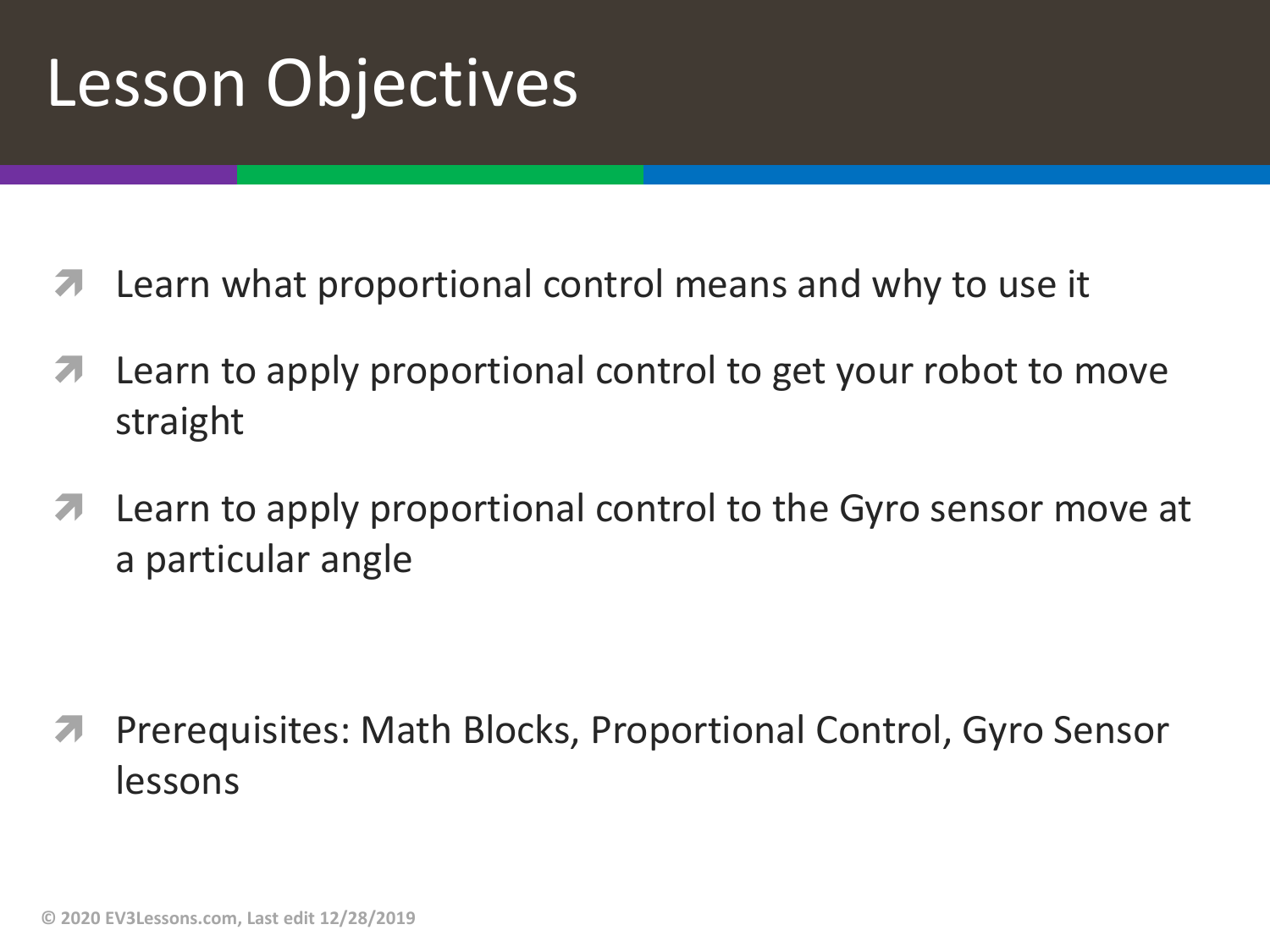# Lesson Objectives

- Learn what proportional control means and why to use it
- Learn to apply proportional control to get your robot to move straight
- Learn to apply proportional control to the Gyro sensor move at a particular angle

- Prerequisites: Math Blocks, Proportional Control, Gyro Sensor lessons

© 2020 EV3Lessons.com, Last edit 12/28/2019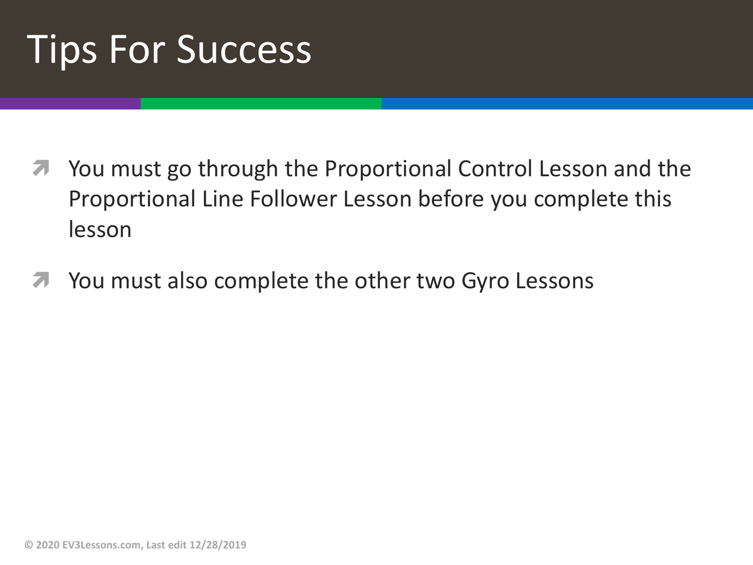# Tips For Success

- You must go through the Proportional Control Lesson and the Proportional Line Follower Lesson before you complete this lesson
- You must also complete the other two Gyro Lessons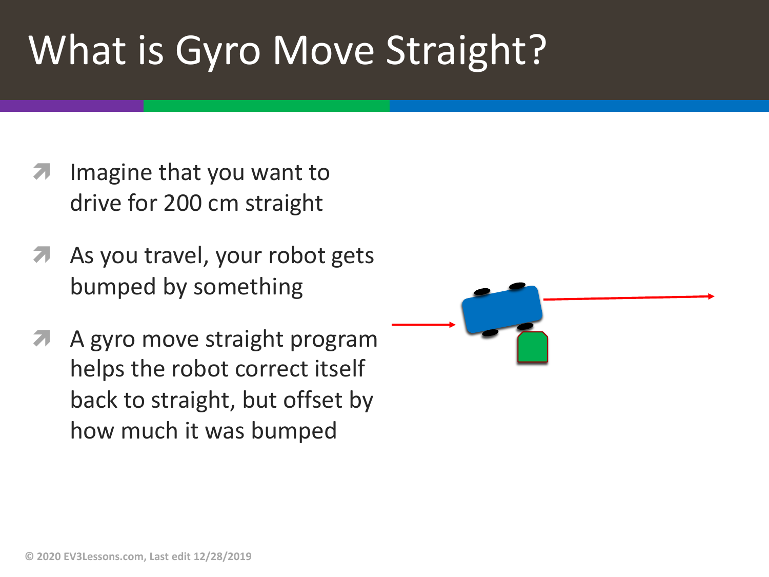# What is Gyro Move Straight?

- Imagine that you want to drive for 200 cm straight
- As you travel, your robot gets bumped by something
- A gyro move straight program helps the robot correct itself back to straight, but offset by how much it was bumped

© 2020 EV3Lessons.com, Last edit 12/28/2019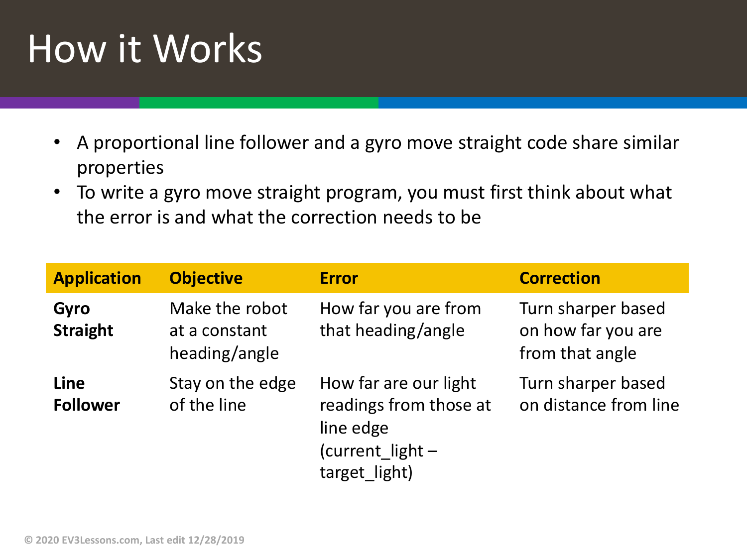# How it Works

- A proportional line follower and a gyro move straight code share similar properties
- To write a gyro move straight program, you must first think about what the error is and what the correction needs to be

| Application | Objective | Error | Correction |
| --- | --- | --- | --- |
| **Gyro Straight** | Make the robot at a constant heading/angle | How far you are from that heading/angle | Turn sharper based on how far you are from that angle |
| **Line Follower** | Stay on the edge of the line | How far are our light readings from those at line edge (current_light – target_light) | Turn sharper based on distance from line |

© 2020 EV3Lessons.com, Last edit 12/28/2019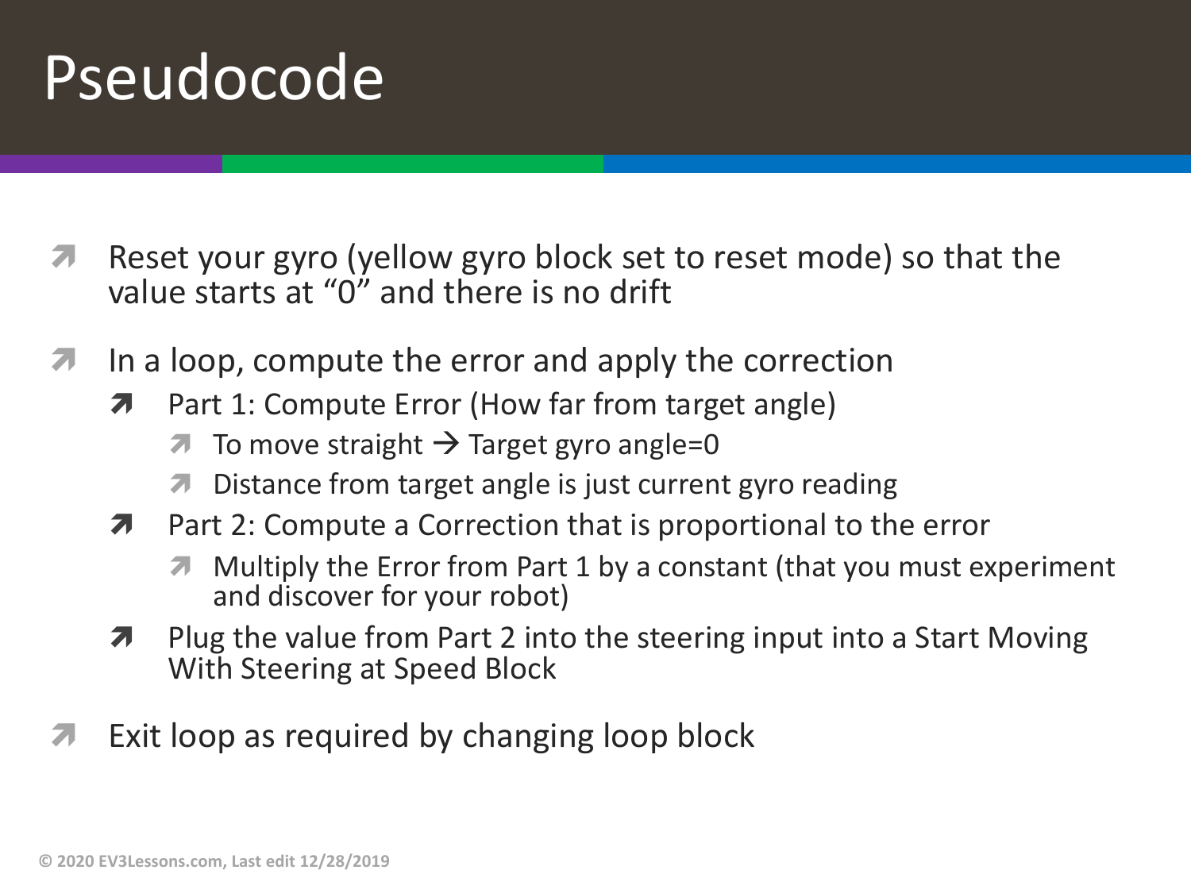# Pseudocode

- Reset your gyro (yellow gyro block set to reset mode) so that the value starts at "0" and there is no drift
- In a loop, compute the error and apply the correction
  - Part 1: Compute Error (How far from target angle)
    - To move straight → Target gyro angle=0
    - Distance from target angle is just current gyro reading
  - Part 2: Compute a Correction that is proportional to the error
    - Multiply the Error from Part 1 by a constant (that you must experiment and discover for your robot)
  - Plug the value from Part 2 into the steering input into a Start Moving With Steering at Speed Block
- Exit loop as required by changing loop block

© 2020 EV3Lessons.com, Last edit 12/28/2019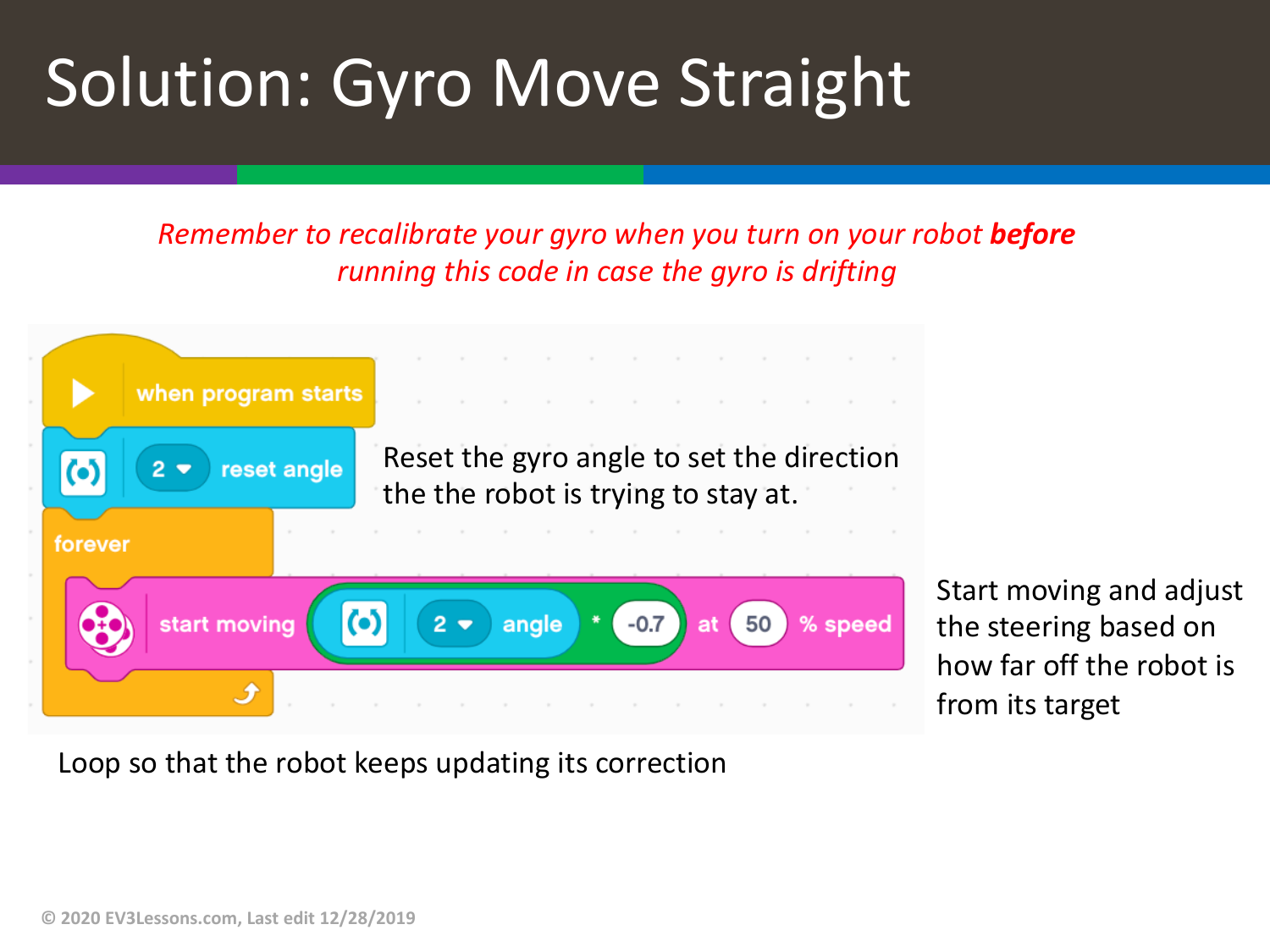# Solution: Gyro Move Straight

*Remember to recalibrate your gyro when you turn on your robot **before** running this code in case the gyro is drifting*

```
when program starts
2 reset angle
forever
    start moving (2 angle * -0.7) at 50 % speed
```

Reset the gyro angle to set the direction the the robot is trying to stay at.

Start moving and adjust the steering based on how far off the robot is from its target

Loop so that the robot keeps updating its correction

© 2020 EV3Lessons.com, Last edit 12/28/2019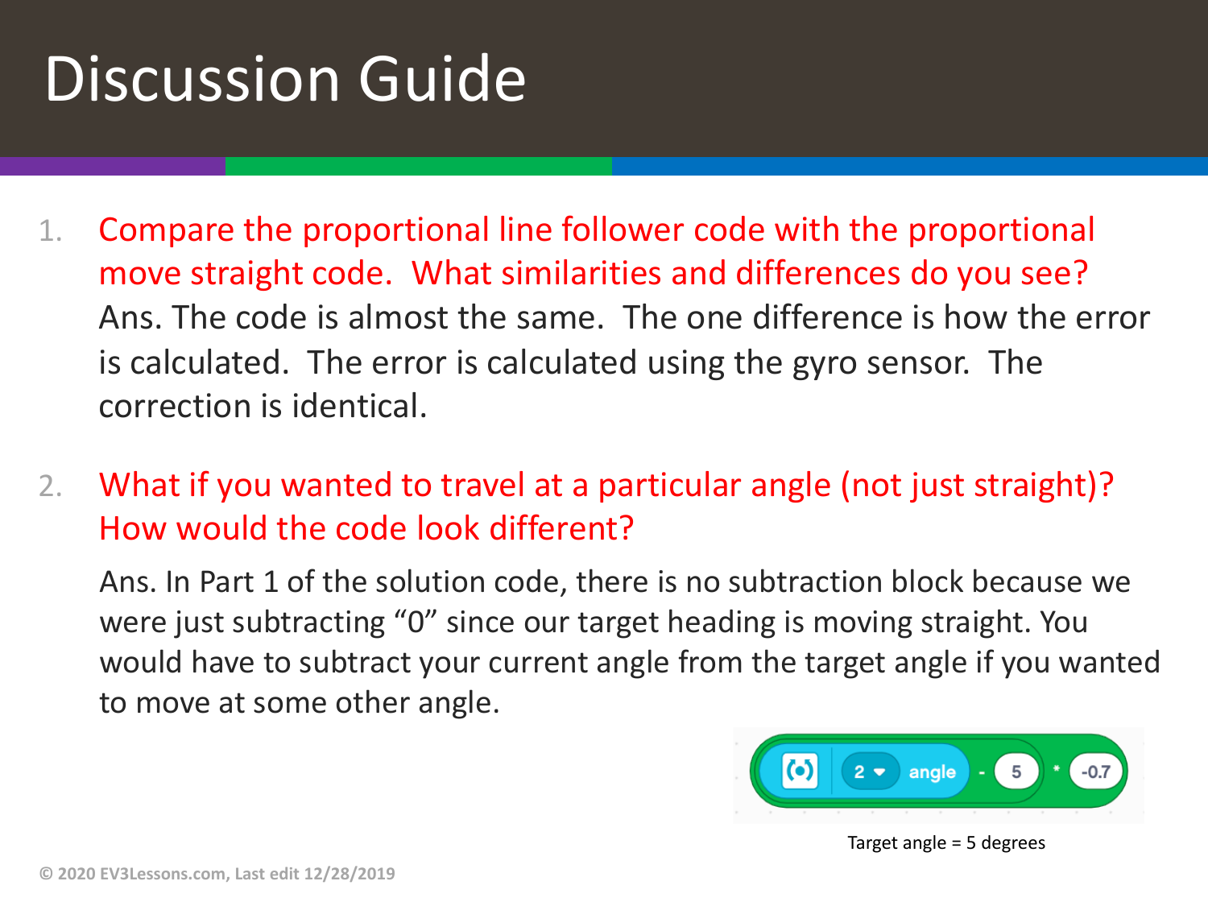# Discussion Guide

1. Compare the proportional line follower code with the proportional move straight code. What similarities and differences do you see?
   Ans. The code is almost the same. The one difference is how the error is calculated. The error is calculated using the gyro sensor. The correction is identical.

2. What if you wanted to travel at a particular angle (not just straight)? How would the code look different?

   Ans. In Part 1 of the solution code, there is no subtraction block because we were just subtracting "0" since our target heading is moving straight. You would have to subtract your current angle from the target angle if you wanted to move at some other angle.

```
((2 angle) - 5) * -0.7
```

Target angle = 5 degrees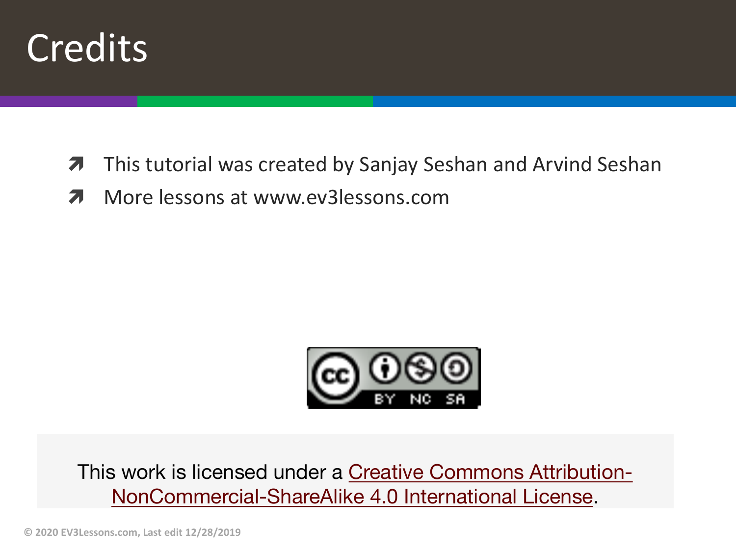# Credits

- This tutorial was created by Sanjay Seshan and Arvind Seshan
- More lessons at www.ev3lessons.com

This work is licensed under a Creative Commons Attribution-NonCommercial-ShareAlike 4.0 International License.

© 2020 EV3Lessons.com, Last edit 12/28/2019